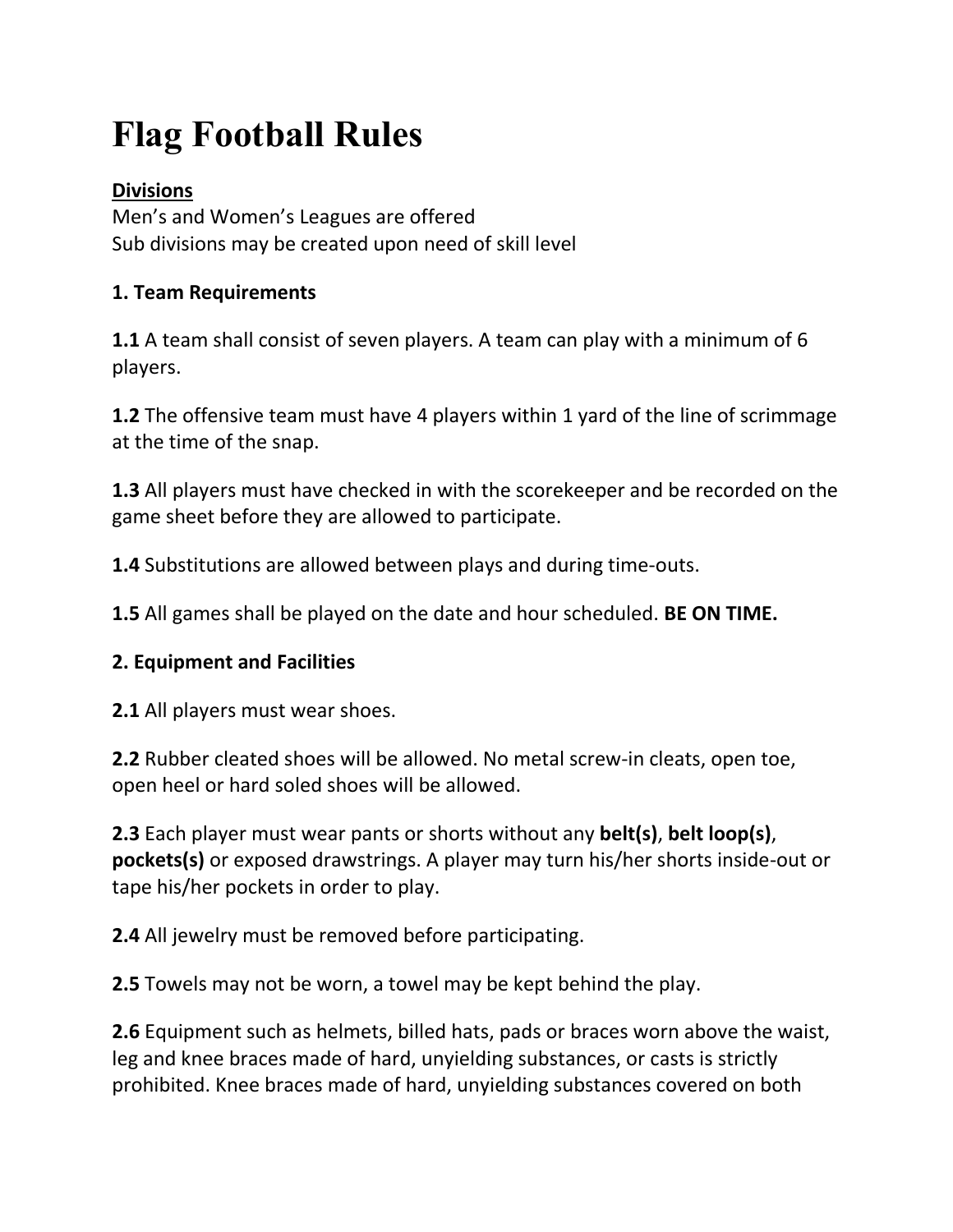# Flag Football Rules

**Divisions**

Men's and Women's Leagues are offered
Sub divisions may be created upon need of skill level

**1. Team Requirements**

**1.1** A team shall consist of seven players. A team can play with a minimum of 6 players.

**1.2** The offensive team must have 4 players within 1 yard of the line of scrimmage at the time of the snap.

**1.3** All players must have checked in with the scorekeeper and be recorded on the game sheet before they are allowed to participate.

**1.4** Substitutions are allowed between plays and during time-outs.

**1.5** All games shall be played on the date and hour scheduled. **BE ON TIME.**

**2. Equipment and Facilities**

**2.1** All players must wear shoes.

**2.2** Rubber cleated shoes will be allowed. No metal screw-in cleats, open toe, open heel or hard soled shoes will be allowed.

**2.3** Each player must wear pants or shorts without any **belt(s)**, **belt loop(s)**, **pockets(s)** or exposed drawstrings. A player may turn his/her shorts inside-out or tape his/her pockets in order to play.

**2.4** All jewelry must be removed before participating.

**2.5** Towels may not be worn, a towel may be kept behind the play.

**2.6** Equipment such as helmets, billed hats, pads or braces worn above the waist, leg and knee braces made of hard, unyielding substances, or casts is strictly prohibited. Knee braces made of hard, unyielding substances covered on both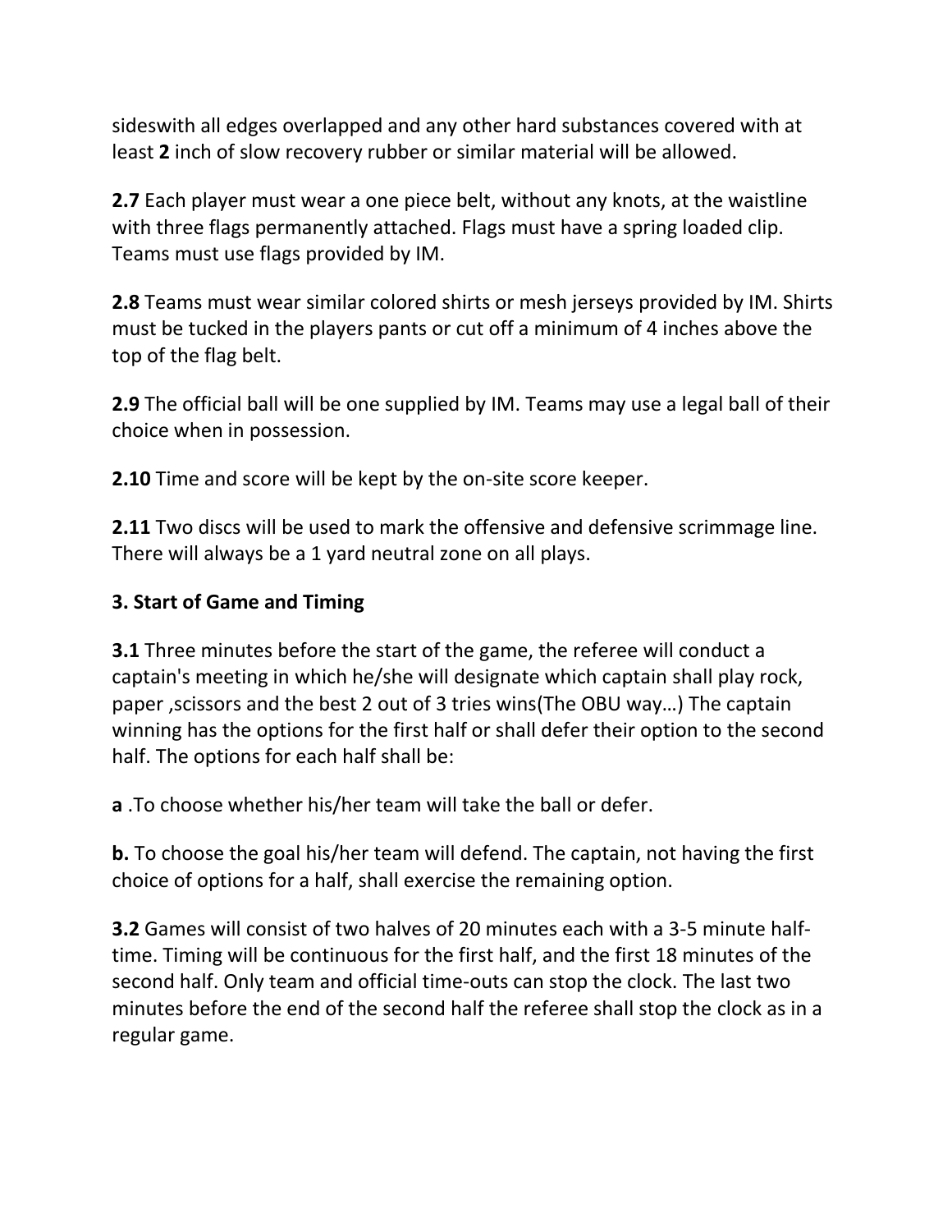sideswith all edges overlapped and any other hard substances covered with at least **2** inch of slow recovery rubber or similar material will be allowed.

**2.7** Each player must wear a one piece belt, without any knots, at the waistline with three flags permanently attached. Flags must have a spring loaded clip. Teams must use flags provided by IM.

**2.8** Teams must wear similar colored shirts or mesh jerseys provided by IM. Shirts must be tucked in the players pants or cut off a minimum of 4 inches above the top of the flag belt.

**2.9** The official ball will be one supplied by IM. Teams may use a legal ball of their choice when in possession.

**2.10** Time and score will be kept by the on-site score keeper.

**2.11** Two discs will be used to mark the offensive and defensive scrimmage line. There will always be a 1 yard neutral zone on all plays.

**3. Start of Game and Timing**

**3.1** Three minutes before the start of the game, the referee will conduct a captain's meeting in which he/she will designate which captain shall play rock, paper ,scissors and the best 2 out of 3 tries wins(The OBU way…) The captain winning has the options for the first half or shall defer their option to the second half. The options for each half shall be:

**a** .To choose whether his/her team will take the ball or defer.

**b.** To choose the goal his/her team will defend. The captain, not having the first choice of options for a half, shall exercise the remaining option.

**3.2** Games will consist of two halves of 20 minutes each with a 3-5 minute half-time. Timing will be continuous for the first half, and the first 18 minutes of the second half. Only team and official time-outs can stop the clock. The last two minutes before the end of the second half the referee shall stop the clock as in a regular game.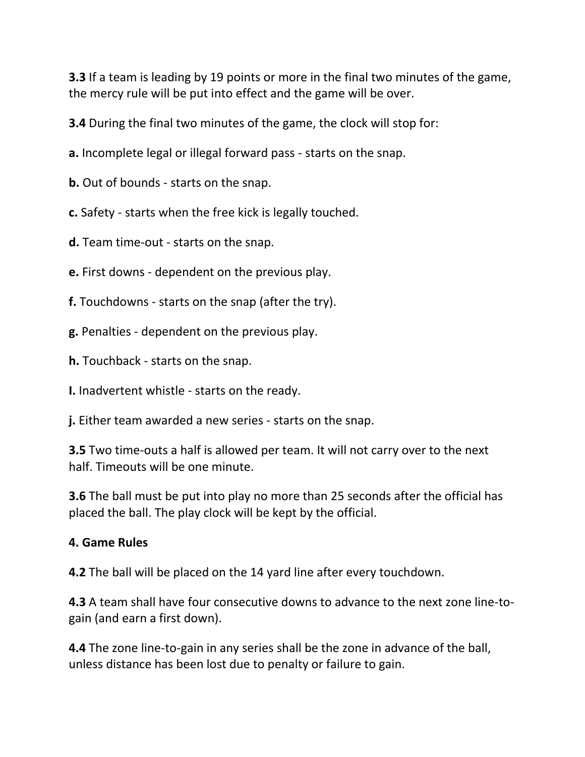**3.3** If a team is leading by 19 points or more in the final two minutes of the game, the mercy rule will be put into effect and the game will be over.

**3.4** During the final two minutes of the game, the clock will stop for:

**a.** Incomplete legal or illegal forward pass - starts on the snap.

**b.** Out of bounds - starts on the snap.

**c.** Safety - starts when the free kick is legally touched.

**d.** Team time-out - starts on the snap.

**e.** First downs - dependent on the previous play.

**f.** Touchdowns - starts on the snap (after the try).

**g.** Penalties - dependent on the previous play.

**h.** Touchback - starts on the snap.

**I.** Inadvertent whistle - starts on the ready.

**j.** Either team awarded a new series - starts on the snap.

**3.5** Two time-outs a half is allowed per team. It will not carry over to the next half. Timeouts will be one minute.

**3.6** The ball must be put into play no more than 25 seconds after the official has placed the ball. The play clock will be kept by the official.

**4. Game Rules**

**4.2** The ball will be placed on the 14 yard line after every touchdown.

**4.3** A team shall have four consecutive downs to advance to the next zone line-to-gain (and earn a first down).

**4.4** The zone line-to-gain in any series shall be the zone in advance of the ball, unless distance has been lost due to penalty or failure to gain.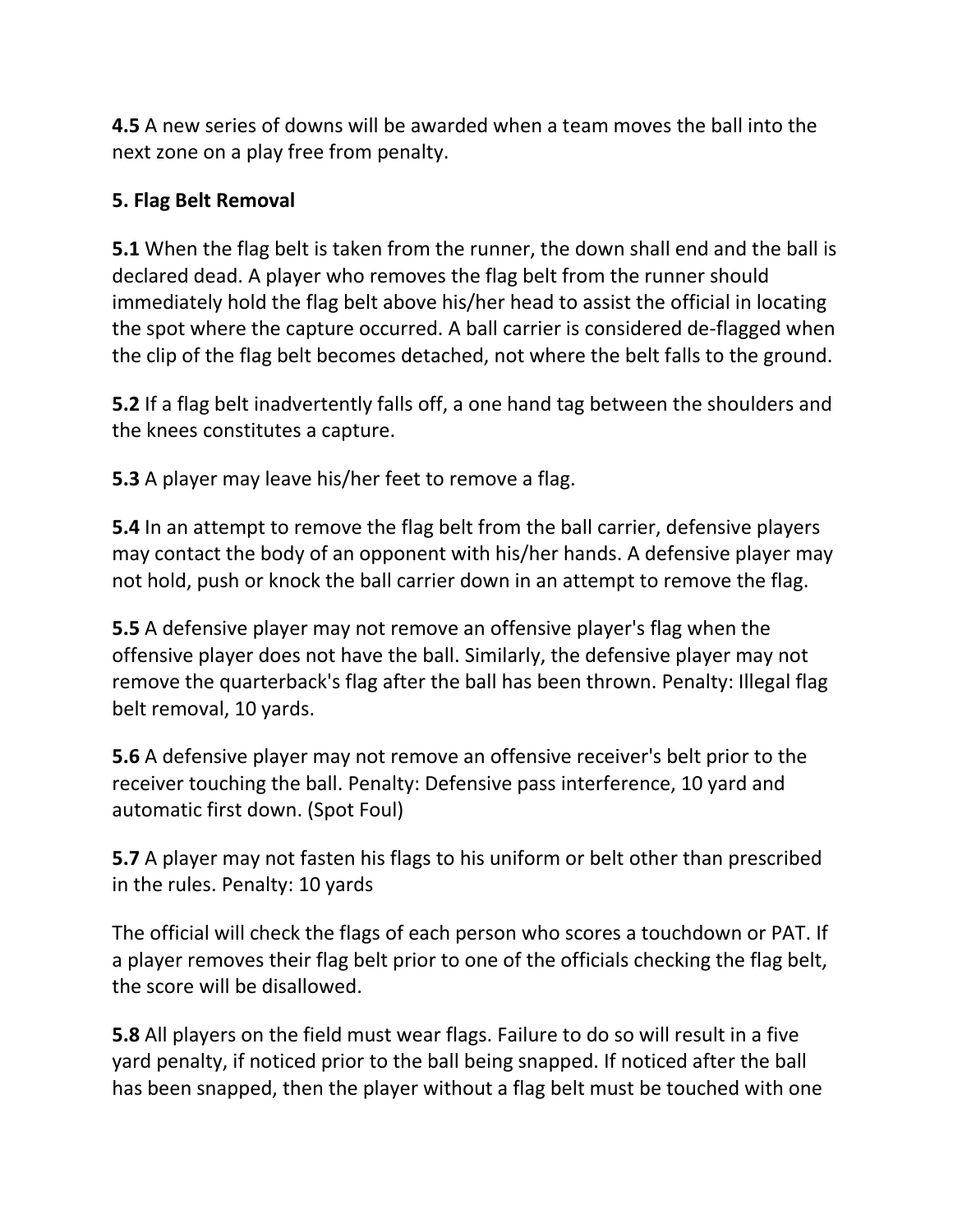**4.5** A new series of downs will be awarded when a team moves the ball into the next zone on a play free from penalty.

**5. Flag Belt Removal**

**5.1** When the flag belt is taken from the runner, the down shall end and the ball is declared dead. A player who removes the flag belt from the runner should immediately hold the flag belt above his/her head to assist the official in locating the spot where the capture occurred. A ball carrier is considered de-flagged when the clip of the flag belt becomes detached, not where the belt falls to the ground.

**5.2** If a flag belt inadvertently falls off, a one hand tag between the shoulders and the knees constitutes a capture.

**5.3** A player may leave his/her feet to remove a flag.

**5.4** In an attempt to remove the flag belt from the ball carrier, defensive players may contact the body of an opponent with his/her hands. A defensive player may not hold, push or knock the ball carrier down in an attempt to remove the flag.

**5.5** A defensive player may not remove an offensive player's flag when the offensive player does not have the ball. Similarly, the defensive player may not remove the quarterback's flag after the ball has been thrown. Penalty: Illegal flag belt removal, 10 yards.

**5.6** A defensive player may not remove an offensive receiver's belt prior to the receiver touching the ball. Penalty: Defensive pass interference, 10 yard and automatic first down. (Spot Foul)

**5.7** A player may not fasten his flags to his uniform or belt other than prescribed in the rules. Penalty: 10 yards

The official will check the flags of each person who scores a touchdown or PAT. If a player removes their flag belt prior to one of the officials checking the flag belt, the score will be disallowed.

**5.8** All players on the field must wear flags. Failure to do so will result in a five yard penalty, if noticed prior to the ball being snapped. If noticed after the ball has been snapped, then the player without a flag belt must be touched with one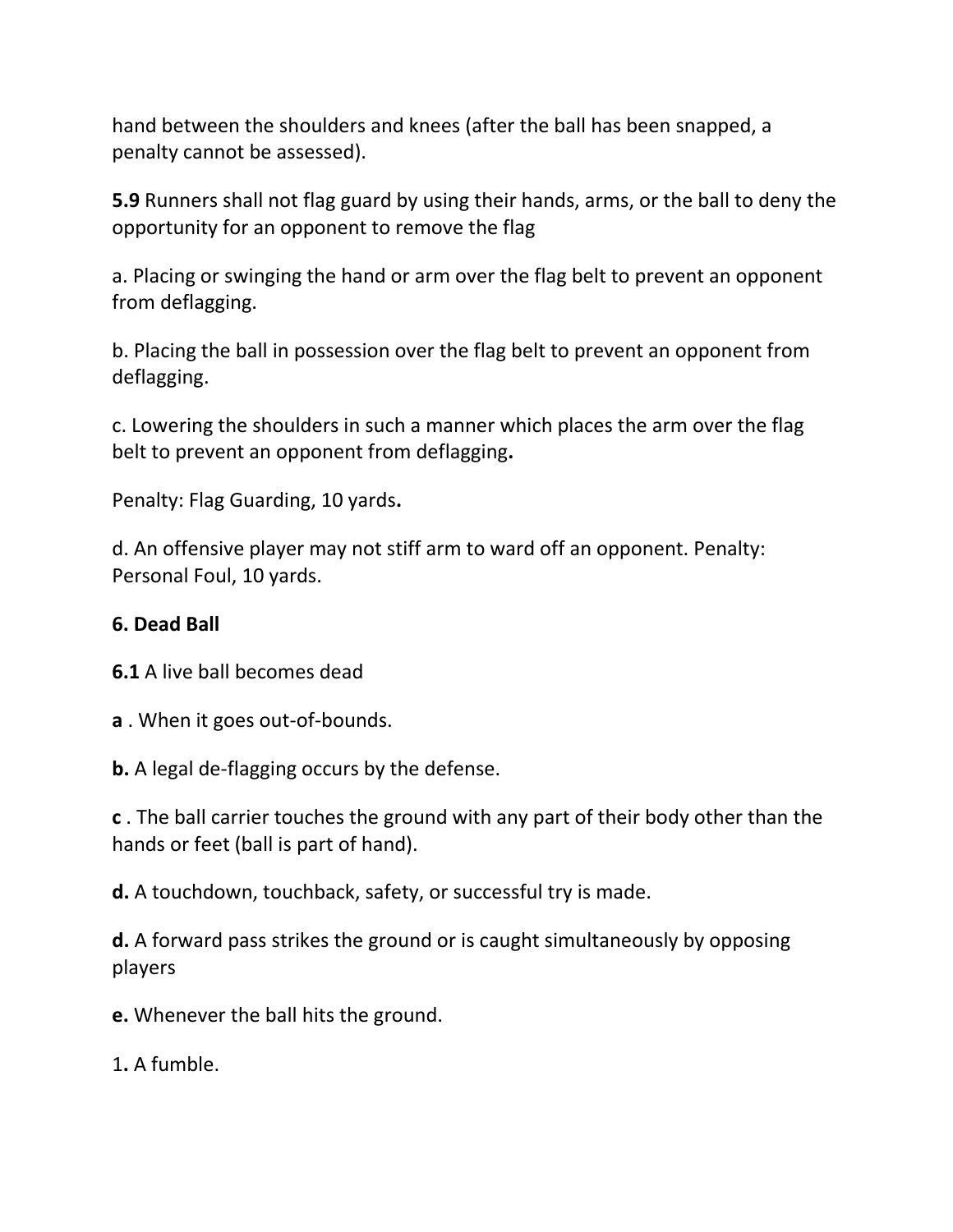hand between the shoulders and knees (after the ball has been snapped, a penalty cannot be assessed).

**5.9** Runners shall not flag guard by using their hands, arms, or the ball to deny the opportunity for an opponent to remove the flag

a. Placing or swinging the hand or arm over the flag belt to prevent an opponent from deflagging.

b. Placing the ball in possession over the flag belt to prevent an opponent from deflagging.

c. Lowering the shoulders in such a manner which places the arm over the flag belt to prevent an opponent from deflagging**.**

Penalty: Flag Guarding, 10 yards**.**

d. An offensive player may not stiff arm to ward off an opponent. Penalty: Personal Foul, 10 yards.

**6. Dead Ball**

**6.1** A live ball becomes dead

**a** . When it goes out-of-bounds.

**b.** A legal de-flagging occurs by the defense.

**c** . The ball carrier touches the ground with any part of their body other than the hands or feet (ball is part of hand).

**d.** A touchdown, touchback, safety, or successful try is made.

**d.** A forward pass strikes the ground or is caught simultaneously by opposing players

**e.** Whenever the ball hits the ground.

1**.** A fumble.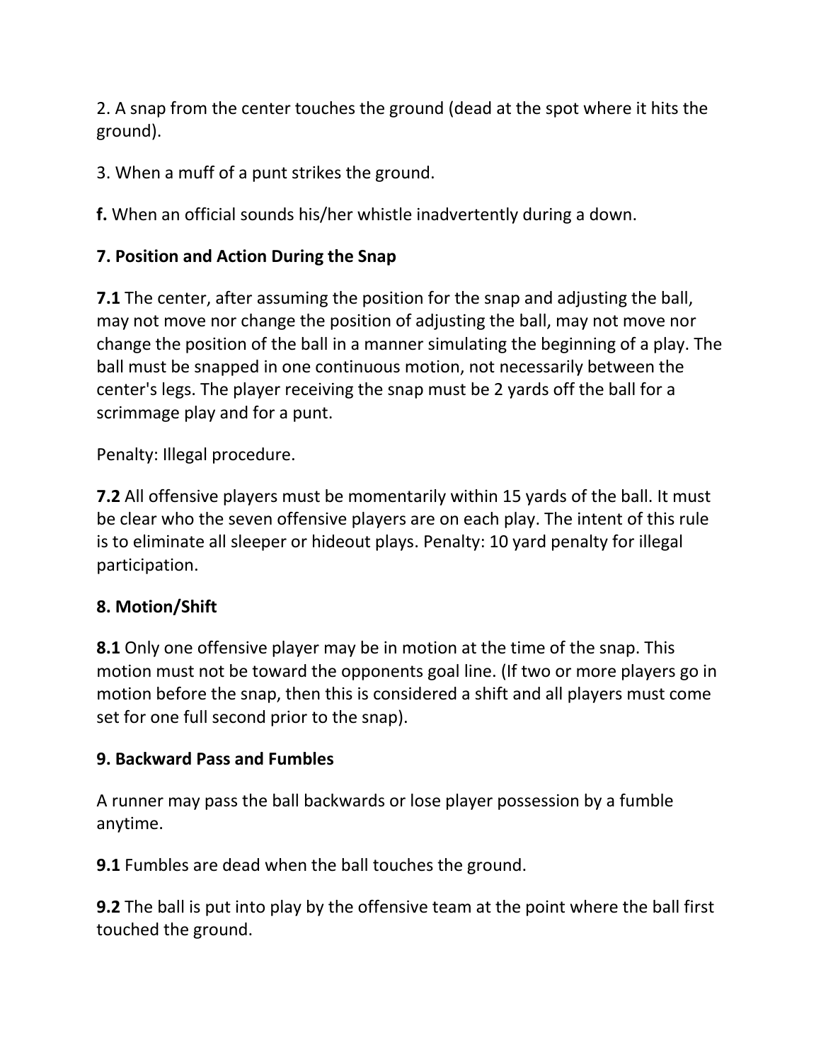2. A snap from the center touches the ground (dead at the spot where it hits the ground).

3. When a muff of a punt strikes the ground.

**f.** When an official sounds his/her whistle inadvertently during a down.

### 7. Position and Action During the Snap

**7.1** The center, after assuming the position for the snap and adjusting the ball, may not move nor change the position of adjusting the ball, may not move nor change the position of the ball in a manner simulating the beginning of a play. The ball must be snapped in one continuous motion, not necessarily between the center's legs. The player receiving the snap must be 2 yards off the ball for a scrimmage play and for a punt.

Penalty: Illegal procedure.

**7.2** All offensive players must be momentarily within 15 yards of the ball. It must be clear who the seven offensive players are on each play. The intent of this rule is to eliminate all sleeper or hideout plays. Penalty: 10 yard penalty for illegal participation.

### 8. Motion/Shift

**8.1** Only one offensive player may be in motion at the time of the snap. This motion must not be toward the opponents goal line. (If two or more players go in motion before the snap, then this is considered a shift and all players must come set for one full second prior to the snap).

### 9. Backward Pass and Fumbles

A runner may pass the ball backwards or lose player possession by a fumble anytime.

**9.1** Fumbles are dead when the ball touches the ground.

**9.2** The ball is put into play by the offensive team at the point where the ball first touched the ground.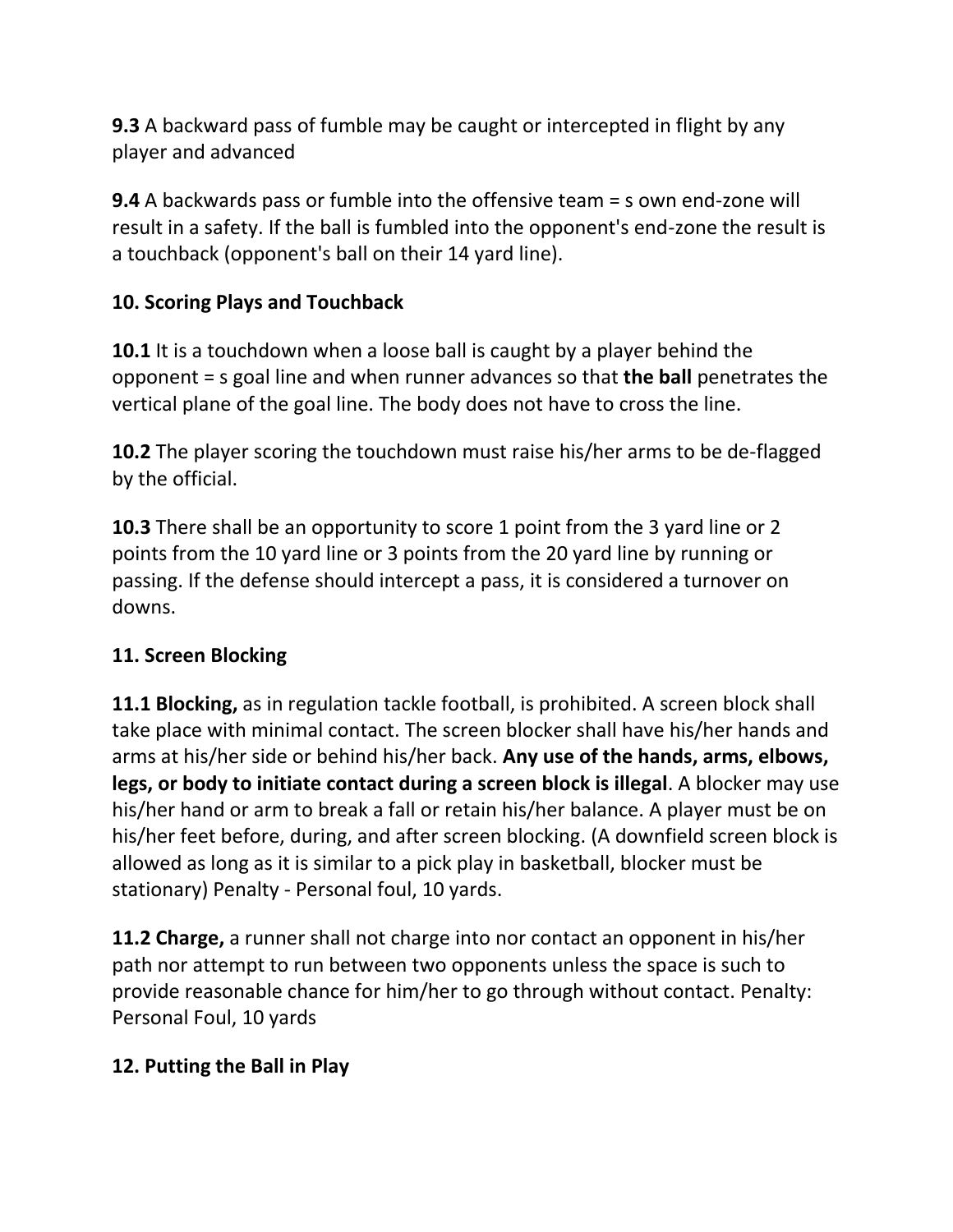**9.3** A backward pass of fumble may be caught or intercepted in flight by any player and advanced

**9.4** A backwards pass or fumble into the offensive team = s own end-zone will result in a safety. If the ball is fumbled into the opponent's end-zone the result is a touchback (opponent's ball on their 14 yard line).

## 10. Scoring Plays and Touchback

**10.1** It is a touchdown when a loose ball is caught by a player behind the opponent = s goal line and when runner advances so that **the ball** penetrates the vertical plane of the goal line. The body does not have to cross the line.

**10.2** The player scoring the touchdown must raise his/her arms to be de-flagged by the official.

**10.3** There shall be an opportunity to score 1 point from the 3 yard line or 2 points from the 10 yard line or 3 points from the 20 yard line by running or passing. If the defense should intercept a pass, it is considered a turnover on downs.

## 11. Screen Blocking

**11.1 Blocking,** as in regulation tackle football, is prohibited. A screen block shall take place with minimal contact. The screen blocker shall have his/her hands and arms at his/her side or behind his/her back. **Any use of the hands, arms, elbows, legs, or body to initiate contact during a screen block is illegal**. A blocker may use his/her hand or arm to break a fall or retain his/her balance. A player must be on his/her feet before, during, and after screen blocking. (A downfield screen block is allowed as long as it is similar to a pick play in basketball, blocker must be stationary) Penalty - Personal foul, 10 yards.

**11.2 Charge,** a runner shall not charge into nor contact an opponent in his/her path nor attempt to run between two opponents unless the space is such to provide reasonable chance for him/her to go through without contact. Penalty: Personal Foul, 10 yards

## 12. Putting the Ball in Play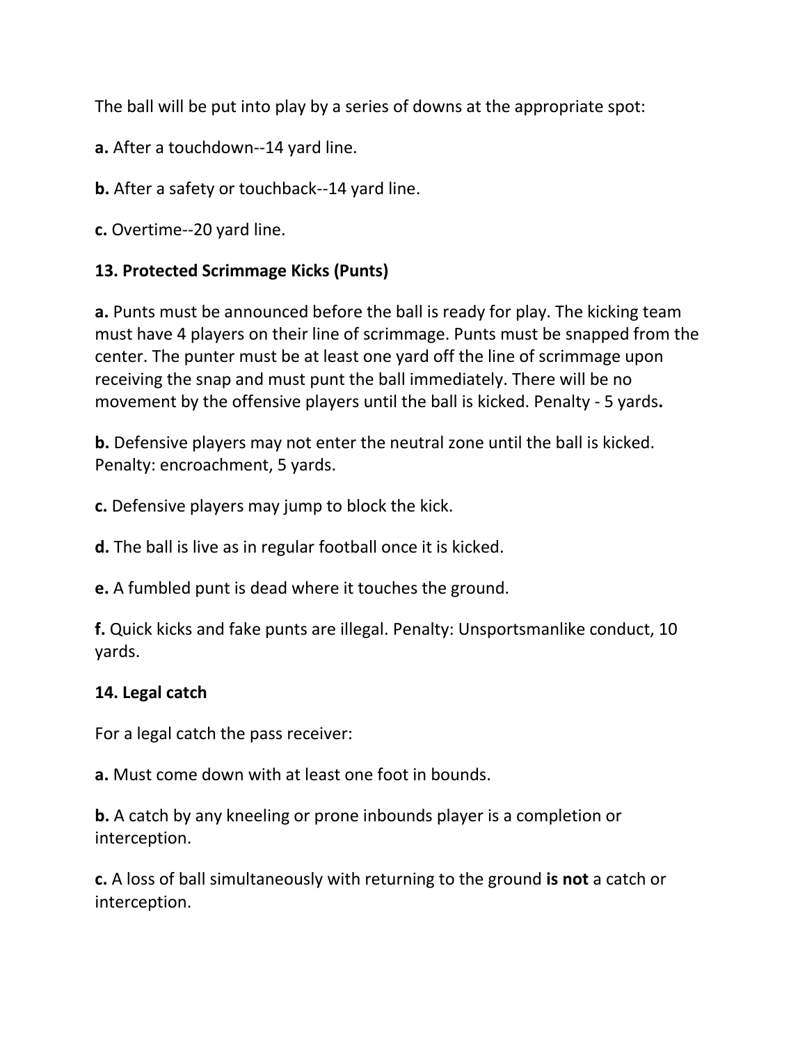The ball will be put into play by a series of downs at the appropriate spot:

**a.** After a touchdown--14 yard line.

**b.** After a safety or touchback--14 yard line.

**c.** Overtime--20 yard line.

### 13. Protected Scrimmage Kicks (Punts)

**a.** Punts must be announced before the ball is ready for play. The kicking team must have 4 players on their line of scrimmage. Punts must be snapped from the center. The punter must be at least one yard off the line of scrimmage upon receiving the snap and must punt the ball immediately. There will be no movement by the offensive players until the ball is kicked. Penalty - 5 yards**.**

**b.** Defensive players may not enter the neutral zone until the ball is kicked. Penalty: encroachment, 5 yards.

**c.** Defensive players may jump to block the kick.

**d.** The ball is live as in regular football once it is kicked.

**e.** A fumbled punt is dead where it touches the ground.

**f.** Quick kicks and fake punts are illegal. Penalty: Unsportsmanlike conduct, 10 yards.

### 14. Legal catch

For a legal catch the pass receiver:

**a.** Must come down with at least one foot in bounds.

**b.** A catch by any kneeling or prone inbounds player is a completion or interception.

**c.** A loss of ball simultaneously with returning to the ground **is not** a catch or interception.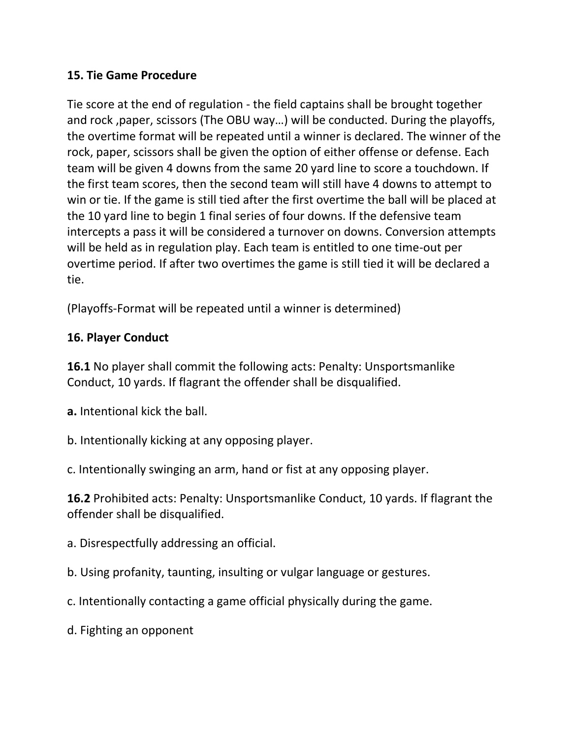**15. Tie Game Procedure**

Tie score at the end of regulation - the field captains shall be brought together and rock ,paper, scissors (The OBU way…) will be conducted. During the playoffs, the overtime format will be repeated until a winner is declared. The winner of the rock, paper, scissors shall be given the option of either offense or defense. Each team will be given 4 downs from the same 20 yard line to score a touchdown. If the first team scores, then the second team will still have 4 downs to attempt to win or tie. If the game is still tied after the first overtime the ball will be placed at the 10 yard line to begin 1 final series of four downs. If the defensive team intercepts a pass it will be considered a turnover on downs. Conversion attempts will be held as in regulation play. Each team is entitled to one time-out per overtime period. If after two overtimes the game is still tied it will be declared a tie.

(Playoffs-Format will be repeated until a winner is determined)

**16. Player Conduct**

**16.1** No player shall commit the following acts: Penalty: Unsportsmanlike Conduct, 10 yards. If flagrant the offender shall be disqualified.

**a.** Intentional kick the ball.

b. Intentionally kicking at any opposing player.

c. Intentionally swinging an arm, hand or fist at any opposing player.

**16.2** Prohibited acts: Penalty: Unsportsmanlike Conduct, 10 yards. If flagrant the offender shall be disqualified.

a. Disrespectfully addressing an official.

b. Using profanity, taunting, insulting or vulgar language or gestures.

c. Intentionally contacting a game official physically during the game.

d. Fighting an opponent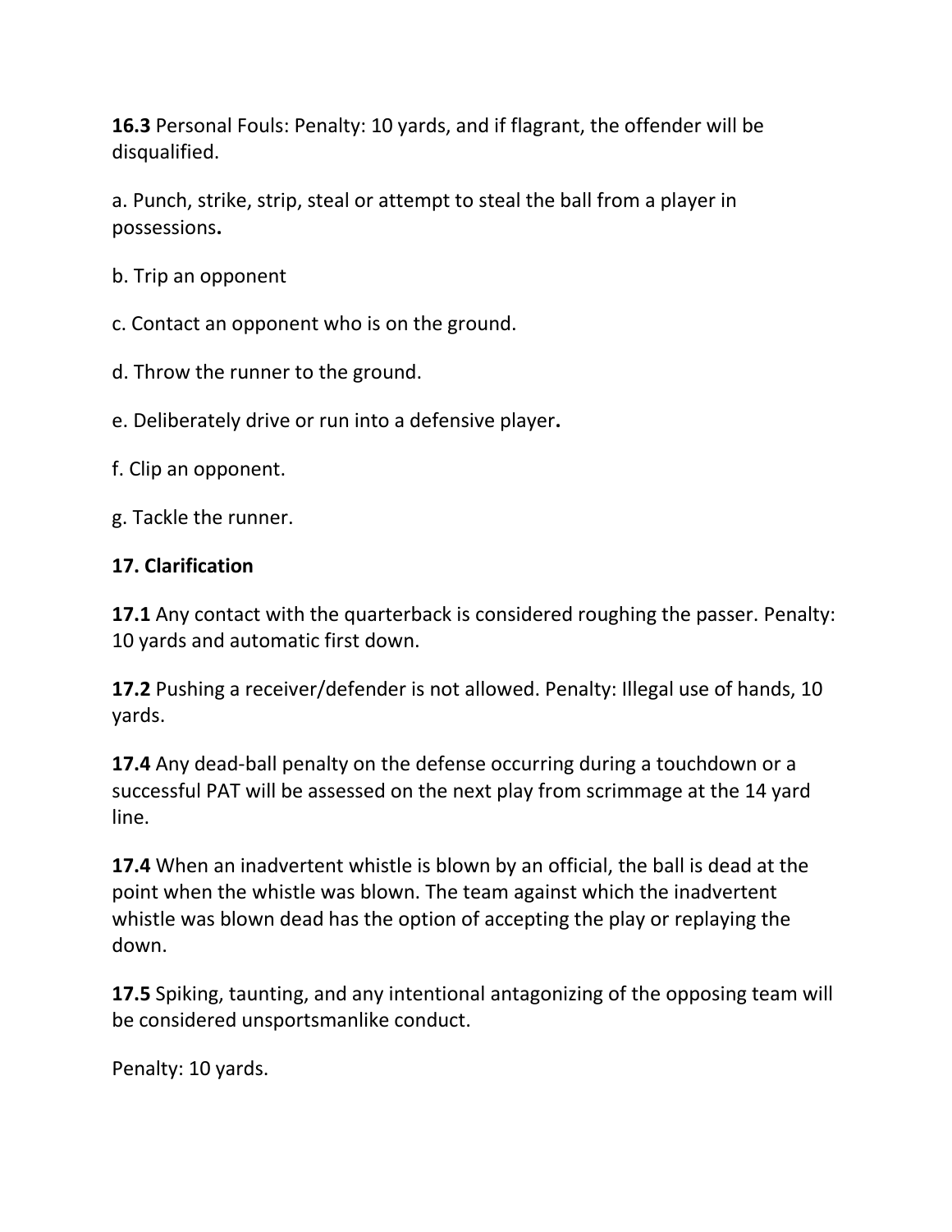**16.3** Personal Fouls: Penalty: 10 yards, and if flagrant, the offender will be disqualified.

a. Punch, strike, strip, steal or attempt to steal the ball from a player in possessions**.**

b. Trip an opponent

c. Contact an opponent who is on the ground.

d. Throw the runner to the ground.

e. Deliberately drive or run into a defensive player**.**

f. Clip an opponent.

g. Tackle the runner.

**17. Clarification**

**17.1** Any contact with the quarterback is considered roughing the passer. Penalty: 10 yards and automatic first down.

**17.2** Pushing a receiver/defender is not allowed. Penalty: Illegal use of hands, 10 yards.

**17.4** Any dead-ball penalty on the defense occurring during a touchdown or a successful PAT will be assessed on the next play from scrimmage at the 14 yard line.

**17.4** When an inadvertent whistle is blown by an official, the ball is dead at the point when the whistle was blown. The team against which the inadvertent whistle was blown dead has the option of accepting the play or replaying the down.

**17.5** Spiking, taunting, and any intentional antagonizing of the opposing team will be considered unsportsmanlike conduct.

Penalty: 10 yards.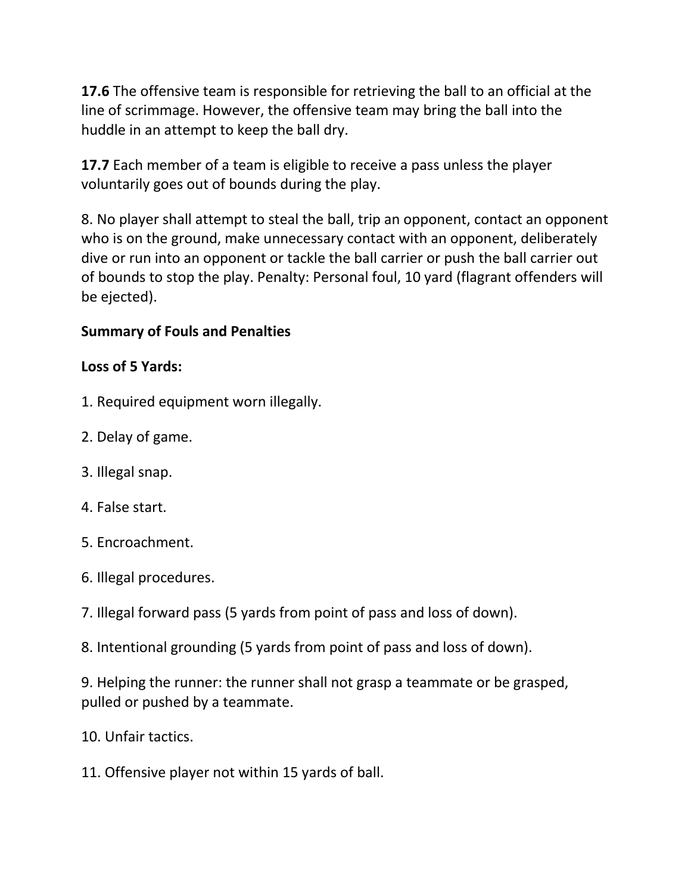**17.6** The offensive team is responsible for retrieving the ball to an official at the line of scrimmage. However, the offensive team may bring the ball into the huddle in an attempt to keep the ball dry.

**17.7** Each member of a team is eligible to receive a pass unless the player voluntarily goes out of bounds during the play.

8. No player shall attempt to steal the ball, trip an opponent, contact an opponent who is on the ground, make unnecessary contact with an opponent, deliberately dive or run into an opponent or tackle the ball carrier or push the ball carrier out of bounds to stop the play. Penalty: Personal foul, 10 yard (flagrant offenders will be ejected).

**Summary of Fouls and Penalties**

**Loss of 5 Yards:**

1. Required equipment worn illegally.

2. Delay of game.

3. Illegal snap.

4. False start.

5. Encroachment.

6. Illegal procedures.

7. Illegal forward pass (5 yards from point of pass and loss of down).

8. Intentional grounding (5 yards from point of pass and loss of down).

9. Helping the runner: the runner shall not grasp a teammate or be grasped, pulled or pushed by a teammate.

10. Unfair tactics.

11. Offensive player not within 15 yards of ball.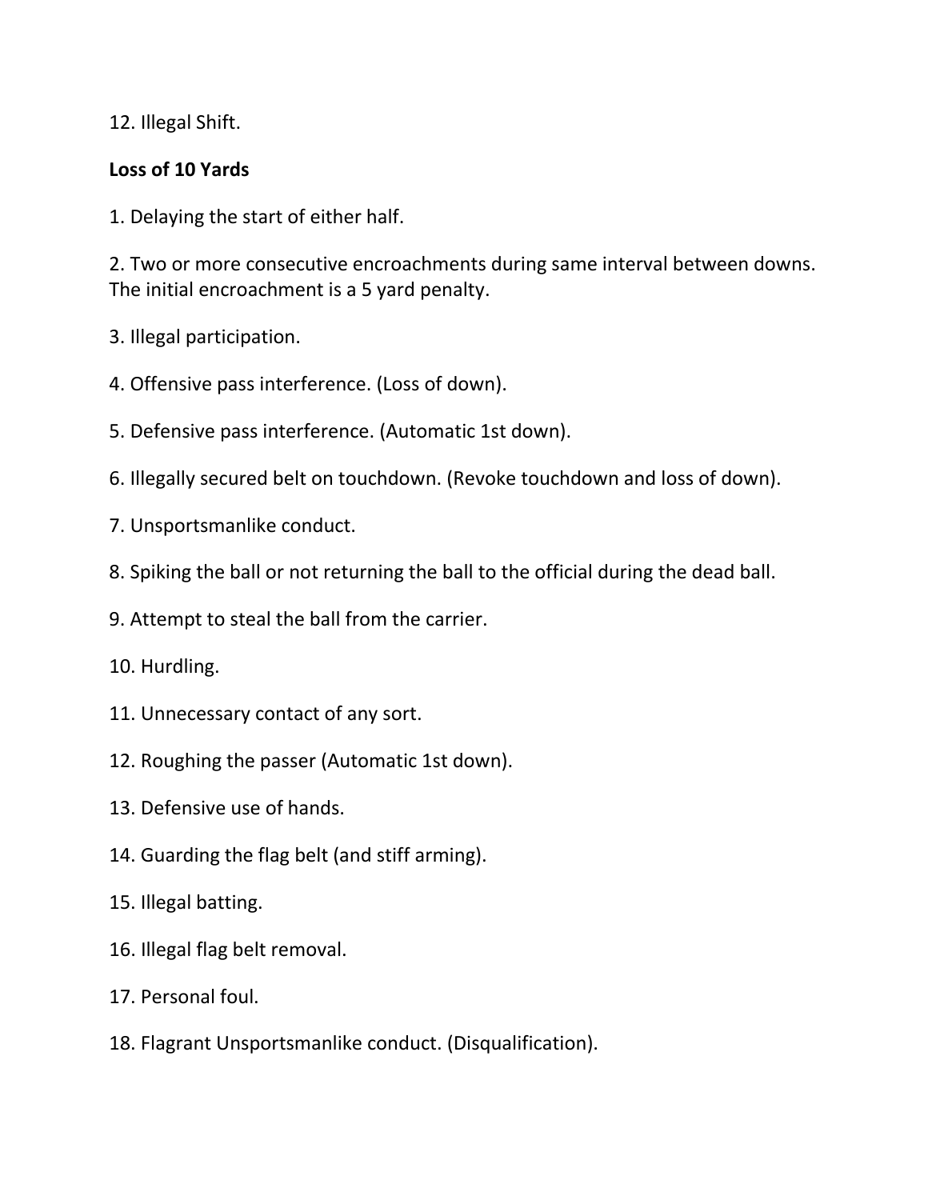12. Illegal Shift.

**Loss of 10 Yards**

1. Delaying the start of either half.

2. Two or more consecutive encroachments during same interval between downs. The initial encroachment is a 5 yard penalty.

3. Illegal participation.

4. Offensive pass interference. (Loss of down).

5. Defensive pass interference. (Automatic 1st down).

6. Illegally secured belt on touchdown. (Revoke touchdown and loss of down).

7. Unsportsmanlike conduct.

8. Spiking the ball or not returning the ball to the official during the dead ball.

9. Attempt to steal the ball from the carrier.

10. Hurdling.

11. Unnecessary contact of any sort.

12. Roughing the passer (Automatic 1st down).

13. Defensive use of hands.

14. Guarding the flag belt (and stiff arming).

15. Illegal batting.

16. Illegal flag belt removal.

17. Personal foul.

18. Flagrant Unsportsmanlike conduct. (Disqualification).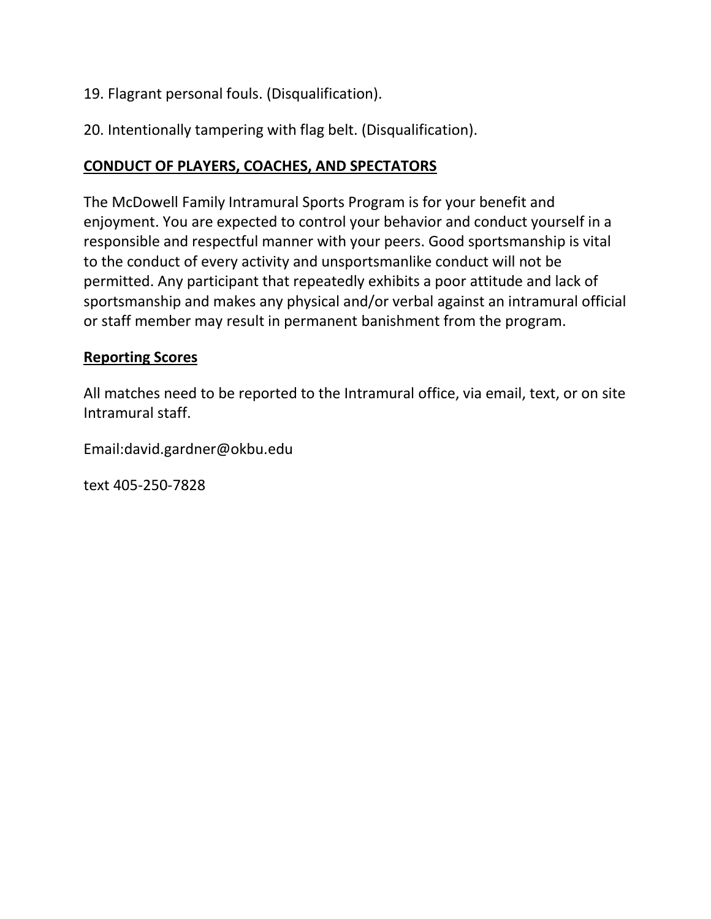19. Flagrant personal fouls. (Disqualification).

20. Intentionally tampering with flag belt. (Disqualification).

## CONDUCT OF PLAYERS, COACHES, AND SPECTATORS

The McDowell Family Intramural Sports Program is for your benefit and enjoyment. You are expected to control your behavior and conduct yourself in a responsible and respectful manner with your peers. Good sportsmanship is vital to the conduct of every activity and unsportsmanlike conduct will not be permitted. Any participant that repeatedly exhibits a poor attitude and lack of sportsmanship and makes any physical and/or verbal against an intramural official or staff member may result in permanent banishment from the program.

## Reporting Scores

All matches need to be reported to the Intramural office, via email, text, or on site Intramural staff.

Email:david.gardner@okbu.edu

text 405-250-7828